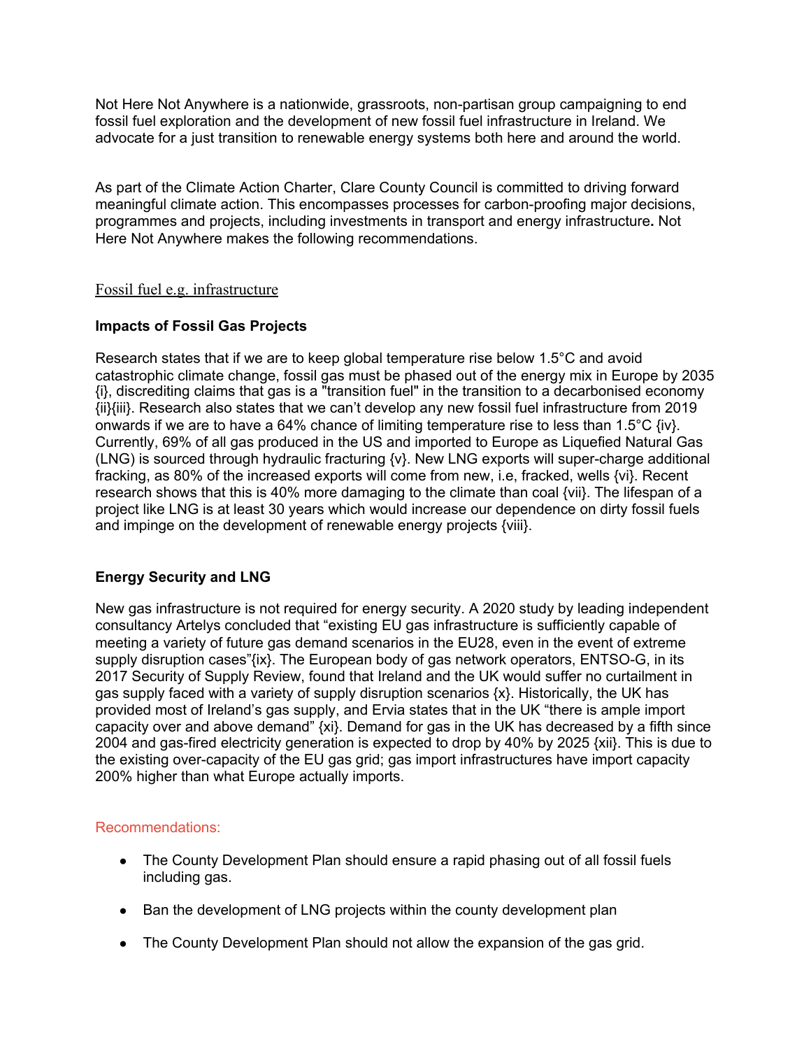Not Here Not Anywhere is a nationwide, grassroots, non-partisan group campaigning to end fossil fuel exploration and the development of new fossil fuel infrastructure in Ireland. We advocate for a just transition to renewable energy systems both here and around the world.

As part of the Climate Action Charter, Clare County Council is committed to driving forward meaningful climate action. This encompasses processes for carbon-proofing major decisions, programmes and projects, including investments in transport and energy infrastructure**.** Not Here Not Anywhere makes the following recommendations.

## Fossil fuel e.g. infrastructure

### Impacts of Fossil Gas Projects

Research states that if we are to keep global temperature rise below 1.5°C and avoid catastrophic climate change, fossil gas must be phased out of the energy mix in Europe by 2035 {i}, discrediting claims that gas is a "transition fuel" in the transition to a decarbonised economy {ii}{iii}. Research also states that we can't develop any new fossil fuel infrastructure from 2019 onwards if we are to have a 64% chance of limiting temperature rise to less than 1.5°C {iv}. Currently, 69% of all gas produced in the US and imported to Europe as Liquefied Natural Gas (LNG) is sourced through hydraulic fracturing {v}. New LNG exports will super-charge additional fracking, as 80% of the increased exports will come from new, i.e, fracked, wells {vi}. Recent research shows that this is 40% more damaging to the climate than coal {vii}. The lifespan of a project like LNG is at least 30 years which would increase our dependence on dirty fossil fuels and impinge on the development of renewable energy projects {viii}.

### Energy Security and LNG

New gas infrastructure is not required for energy security. A 2020 study by leading independent consultancy Artelys concluded that "existing EU gas infrastructure is sufficiently capable of meeting a variety of future gas demand scenarios in the EU28, even in the event of extreme supply disruption cases"{ix}. The European body of gas network operators, ENTSO-G, in its 2017 Security of Supply Review, found that Ireland and the UK would suffer no curtailment in gas supply faced with a variety of supply disruption scenarios {x}. Historically, the UK has provided most of Ireland's gas supply, and Ervia states that in the UK "there is ample import capacity over and above demand" {xi}. Demand for gas in the UK has decreased by a fifth since 2004 and gas-fired electricity generation is expected to drop by 40% by 2025 {xii}. This is due to the existing over-capacity of the EU gas grid; gas import infrastructures have import capacity 200% higher than what Europe actually imports.

Recommendations:

- The County Development Plan should ensure a rapid phasing out of all fossil fuels including gas.
- Ban the development of LNG projects within the county development plan
- The County Development Plan should not allow the expansion of the gas grid.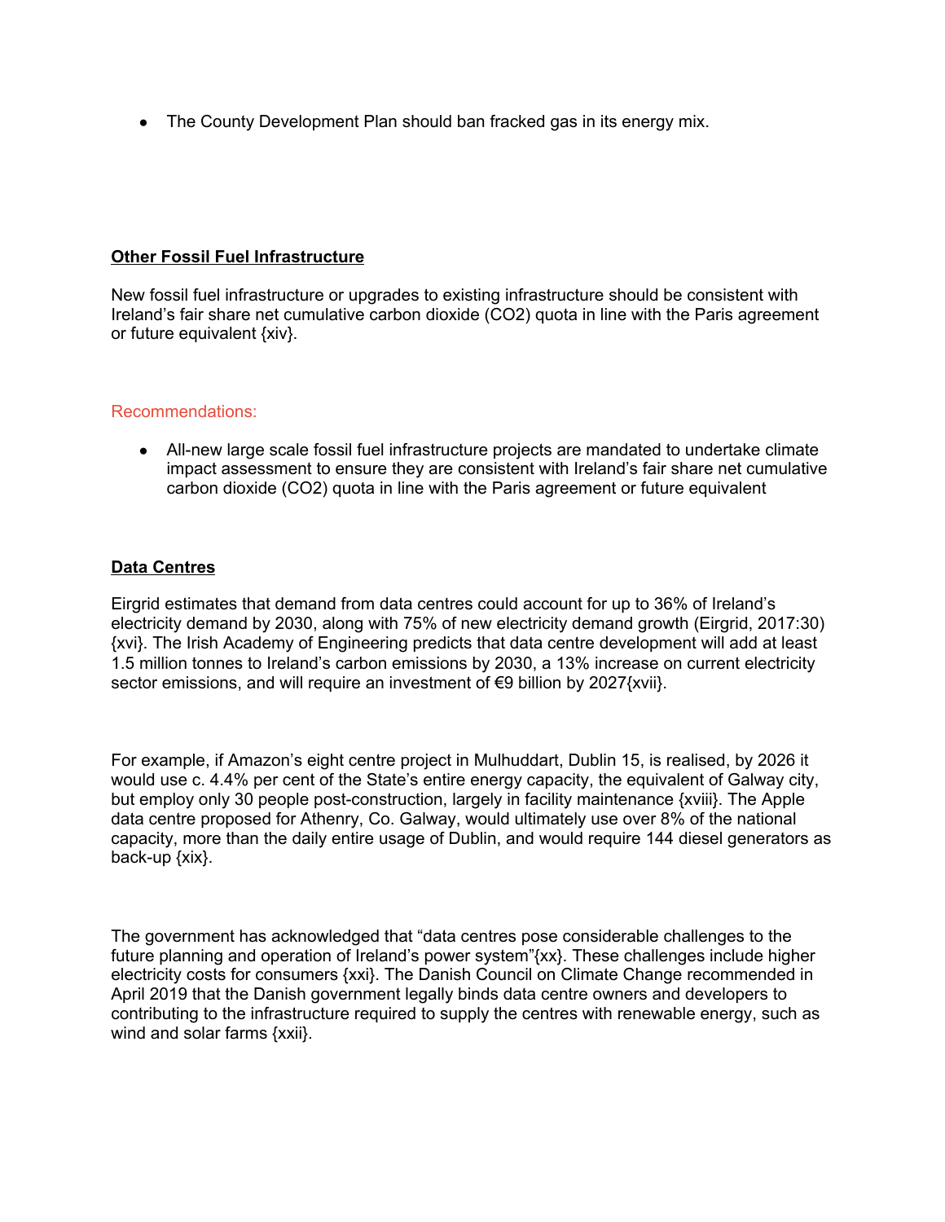- The County Development Plan should ban fracked gas in its energy mix.

## Other Fossil Fuel Infrastructure

New fossil fuel infrastructure or upgrades to existing infrastructure should be consistent with Ireland's fair share net cumulative carbon dioxide ($CO_2$) quota in line with the Paris agreement or future equivalent {xiv}.

Recommendations:

- All-new large scale fossil fuel infrastructure projects are mandated to undertake climate impact assessment to ensure they are consistent with Ireland's fair share net cumulative carbon dioxide ($CO_2$) quota in line with the Paris agreement or future equivalent

## Data Centres

Eirgrid estimates that demand from data centres could account for up to 36% of Ireland's electricity demand by 2030, along with 75% of new electricity demand growth (Eirgrid, 2017:30) {xvi}. The Irish Academy of Engineering predicts that data centre development will add at least 1.5 million tonnes to Ireland's carbon emissions by 2030, a 13% increase on current electricity sector emissions, and will require an investment of €9 billion by 2027{xvii}.

For example, if Amazon's eight centre project in Mulhuddart, Dublin 15, is realised, by 2026 it would use c. 4.4% per cent of the State's entire energy capacity, the equivalent of Galway city, but employ only 30 people post-construction, largely in facility maintenance {xviii}. The Apple data centre proposed for Athenry, Co. Galway, would ultimately use over 8% of the national capacity, more than the daily entire usage of Dublin, and would require 144 diesel generators as back-up {xix}.

The government has acknowledged that "data centres pose considerable challenges to the future planning and operation of Ireland's power system"{xx}. These challenges include higher electricity costs for consumers {xxi}. The Danish Council on Climate Change recommended in April 2019 that the Danish government legally binds data centre owners and developers to contributing to the infrastructure required to supply the centres with renewable energy, such as wind and solar farms {xxii}.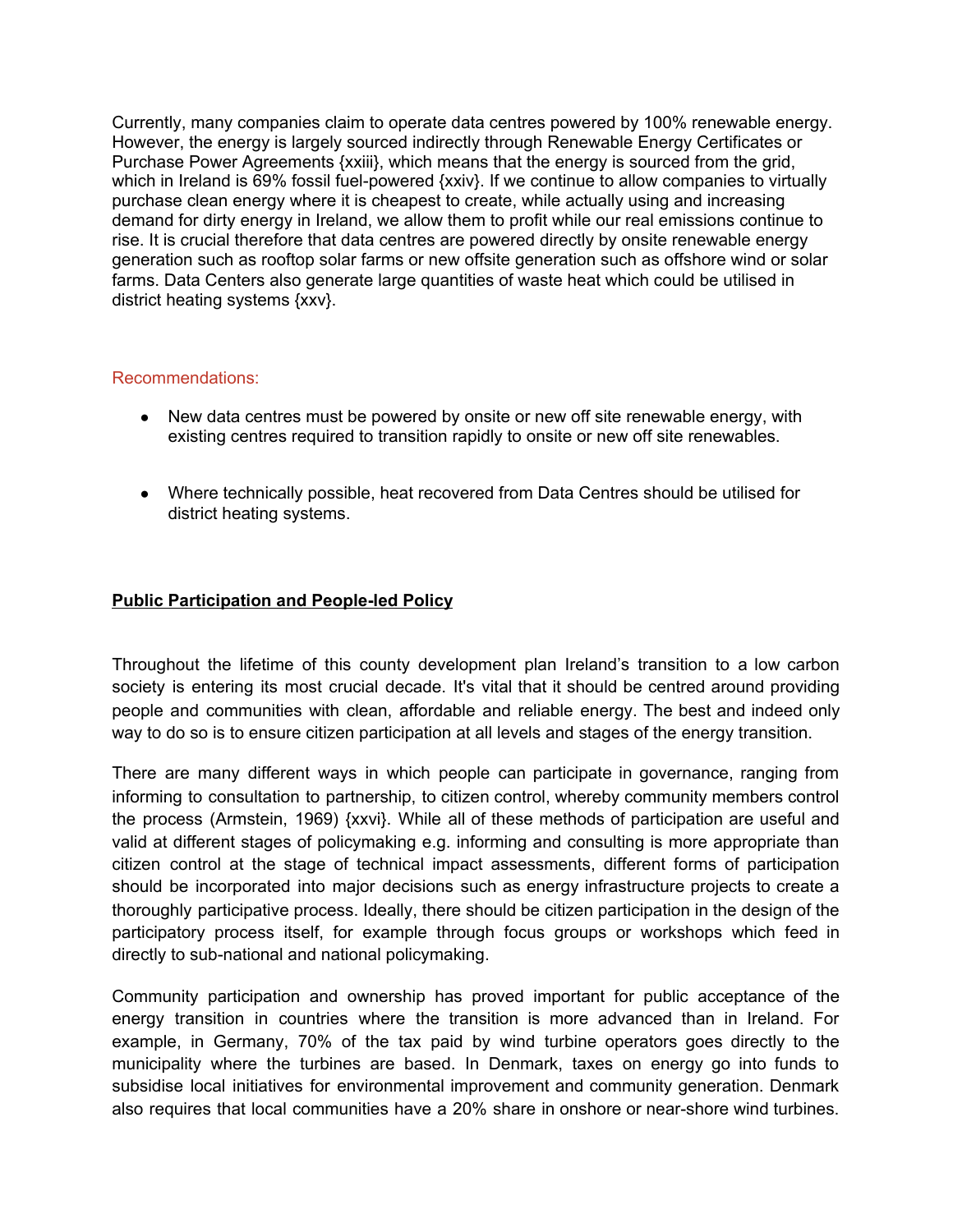Currently, many companies claim to operate data centres powered by 100% renewable energy. However, the energy is largely sourced indirectly through Renewable Energy Certificates or Purchase Power Agreements {xxiii}, which means that the energy is sourced from the grid, which in Ireland is 69% fossil fuel-powered {xxiv}. If we continue to allow companies to virtually purchase clean energy where it is cheapest to create, while actually using and increasing demand for dirty energy in Ireland, we allow them to profit while our real emissions continue to rise. It is crucial therefore that data centres are powered directly by onsite renewable energy generation such as rooftop solar farms or new offsite generation such as offshore wind or solar farms. Data Centers also generate large quantities of waste heat which could be utilised in district heating systems {xxv}.

Recommendations:

- New data centres must be powered by onsite or new off site renewable energy, with existing centres required to transition rapidly to onsite or new off site renewables.
- Where technically possible, heat recovered from Data Centres should be utilised for district heating systems.

**Public Participation and People-led Policy**

Throughout the lifetime of this county development plan Ireland's transition to a low carbon society is entering its most crucial decade. It's vital that it should be centred around providing people and communities with clean, affordable and reliable energy. The best and indeed only way to do so is to ensure citizen participation at all levels and stages of the energy transition.

There are many different ways in which people can participate in governance, ranging from informing to consultation to partnership, to citizen control, whereby community members control the process (Armstein, 1969) {xxvi}. While all of these methods of participation are useful and valid at different stages of policymaking e.g. informing and consulting is more appropriate than citizen control at the stage of technical impact assessments, different forms of participation should be incorporated into major decisions such as energy infrastructure projects to create a thoroughly participative process. Ideally, there should be citizen participation in the design of the participatory process itself, for example through focus groups or workshops which feed in directly to sub-national and national policymaking.

Community participation and ownership has proved important for public acceptance of the energy transition in countries where the transition is more advanced than in Ireland. For example, in Germany, 70% of the tax paid by wind turbine operators goes directly to the municipality where the turbines are based. In Denmark, taxes on energy go into funds to subsidise local initiatives for environmental improvement and community generation. Denmark also requires that local communities have a 20% share in onshore or near-shore wind turbines.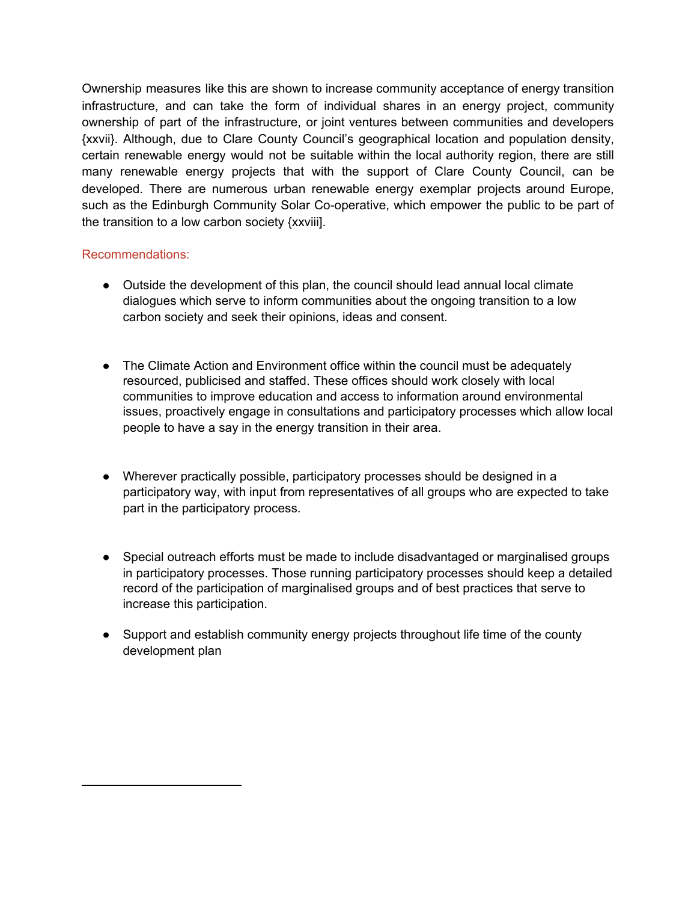Ownership measures like this are shown to increase community acceptance of energy transition infrastructure, and can take the form of individual shares in an energy project, community ownership of part of the infrastructure, or joint ventures between communities and developers {xxvii}. Although, due to Clare County Council's geographical location and population density, certain renewable energy would not be suitable within the local authority region, there are still many renewable energy projects that with the support of Clare County Council, can be developed. There are numerous urban renewable energy exemplar projects around Europe, such as the Edinburgh Community Solar Co-operative, which empower the public to be part of the transition to a low carbon society {xxviii].

Recommendations:

- Outside the development of this plan, the council should lead annual local climate dialogues which serve to inform communities about the ongoing transition to a low carbon society and seek their opinions, ideas and consent.

- The Climate Action and Environment office within the council must be adequately resourced, publicised and staffed. These offices should work closely with local communities to improve education and access to information around environmental issues, proactively engage in consultations and participatory processes which allow local people to have a say in the energy transition in their area.

- Wherever practically possible, participatory processes should be designed in a participatory way, with input from representatives of all groups who are expected to take part in the participatory process.

- Special outreach efforts must be made to include disadvantaged or marginalised groups in participatory processes. Those running participatory processes should keep a detailed record of the participation of marginalised groups and of best practices that serve to increase this participation.

- Support and establish community energy projects throughout life time of the county development plan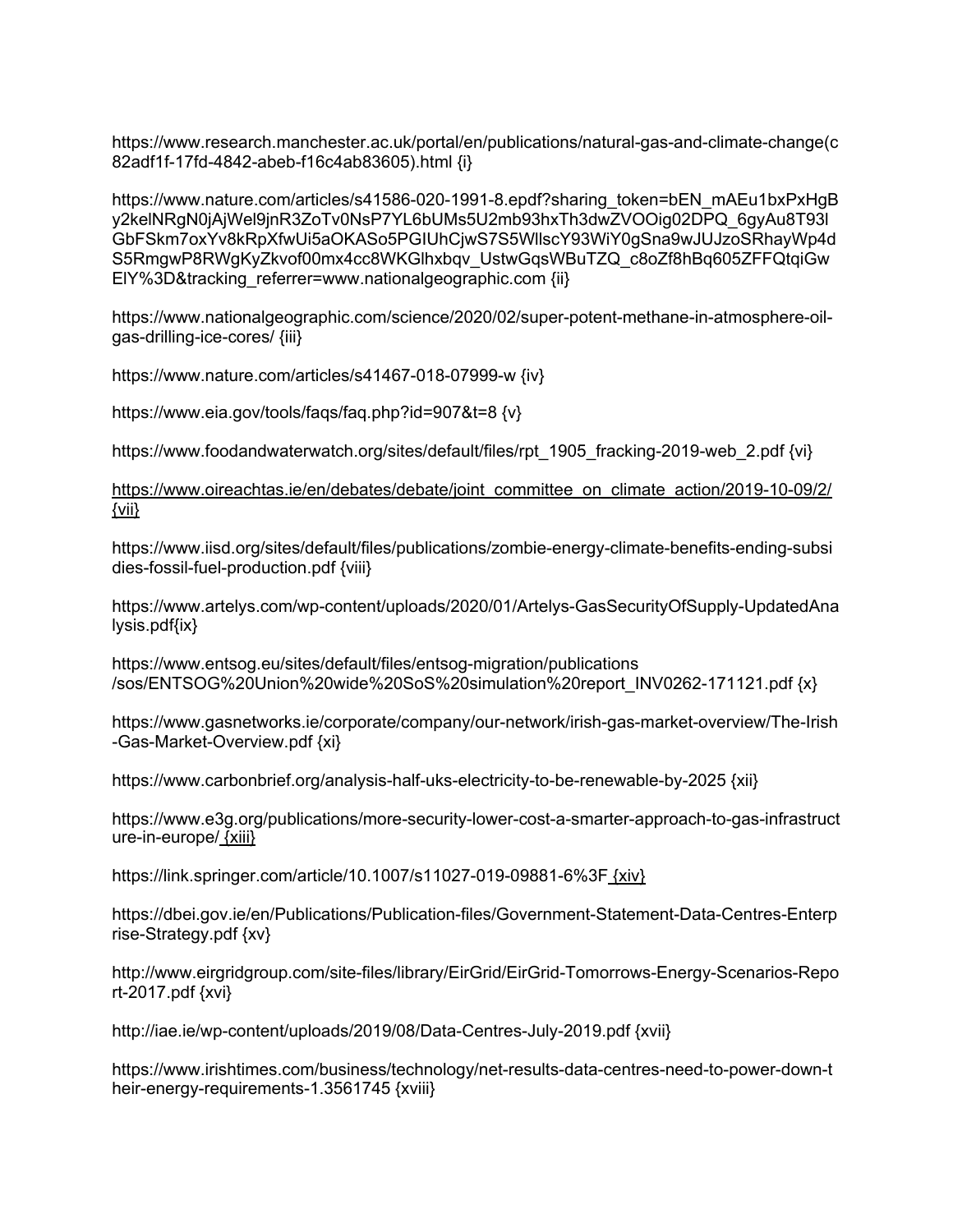https://www.research.manchester.ac.uk/portal/en/publications/natural-gas-and-climate-change(c82adf1f-17fd-4842-abeb-f16c4ab83605).html {i}

https://www.nature.com/articles/s41586-020-1991-8.epdf?sharing_token=bEN_mAEu1bxPxHgBy2kelNRgN0jAjWel9jnR3ZoTv0NsP7YL6bUMs5U2mb93hxTh3dwZVOOig02DPQ_6gyAu8T93lGbFSkm7oxYv8kRpXfwUi5aOKASo5PGIUhCjwS7S5WllscY93WiY0gSna9wJUJzoSRhayWp4dS5RmgwP8RWgKyZkvof00mx4cc8WKGlhxbqv_UstwGqsWBuTZQ_c8oZf8hBq605ZFFQtqiGwElY%3D&tracking_referrer=www.nationalgeographic.com {ii}

https://www.nationalgeographic.com/science/2020/02/super-potent-methane-in-atmosphere-oil-gas-drilling-ice-cores/ {iii}

https://www.nature.com/articles/s41467-018-07999-w {iv}

https://www.eia.gov/tools/faqs/faq.php?id=907&t=8 {v}

https://www.foodandwaterwatch.org/sites/default/files/rpt_1905_fracking-2019-web_2.pdf {vi}

https://www.oireachtas.ie/en/debates/debate/joint_committee_on_climate_action/2019-10-09/2/ {vii}

https://www.iisd.org/sites/default/files/publications/zombie-energy-climate-benefits-ending-subsidies-fossil-fuel-production.pdf {viii}

https://www.artelys.com/wp-content/uploads/2020/01/Artelys-GasSecurityOfSupply-UpdatedAnalysis.pdf{ix}

https://www.entsog.eu/sites/default/files/entsog-migration/publications /sos/ENTSOG%20Union%20wide%20SoS%20simulation%20report_INV0262-171121.pdf {x}

https://www.gasnetworks.ie/corporate/company/our-network/irish-gas-market-overview/The-Irish-Gas-Market-Overview.pdf {xi}

https://www.carbonbrief.org/analysis-half-uks-electricity-to-be-renewable-by-2025 {xii}

https://www.e3g.org/publications/more-security-lower-cost-a-smarter-approach-to-gas-infrastructure-in-europe/ {xiii}

https://link.springer.com/article/10.1007/s11027-019-09881-6%3F {xiv}

https://dbei.gov.ie/en/Publications/Publication-files/Government-Statement-Data-Centres-Enterprise-Strategy.pdf {xv}

http://www.eirgridgroup.com/site-files/library/EirGrid/EirGrid-Tomorrows-Energy-Scenarios-Report-2017.pdf {xvi}

http://iae.ie/wp-content/uploads/2019/08/Data-Centres-July-2019.pdf {xvii}

https://www.irishtimes.com/business/technology/net-results-data-centres-need-to-power-down-their-energy-requirements-1.3561745 {xviii}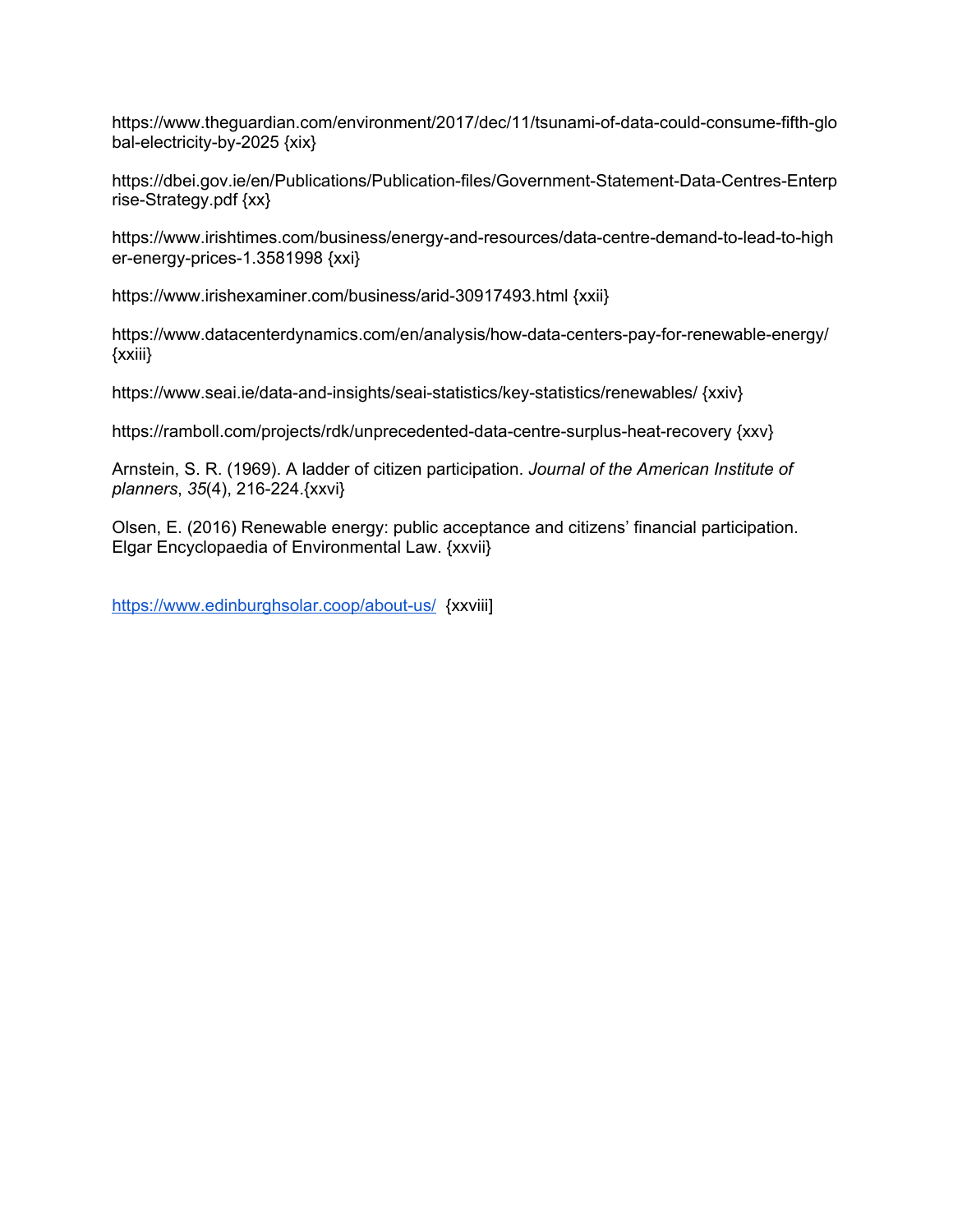https://www.theguardian.com/environment/2017/dec/11/tsunami-of-data-could-consume-fifth-global-electricity-by-2025 {xix}

https://dbei.gov.ie/en/Publications/Publication-files/Government-Statement-Data-Centres-Enterprise-Strategy.pdf {xx}

https://www.irishtimes.com/business/energy-and-resources/data-centre-demand-to-lead-to-higher-energy-prices-1.3581998 {xxi}

https://www.irishexaminer.com/business/arid-30917493.html {xxii}

https://www.datacenterdynamics.com/en/analysis/how-data-centers-pay-for-renewable-energy/ {xxiii}

https://www.seai.ie/data-and-insights/seai-statistics/key-statistics/renewables/ {xxiv}

https://ramboll.com/projects/rdk/unprecedented-data-centre-surplus-heat-recovery {xxv}

Arnstein, S. R. (1969). A ladder of citizen participation. *Journal of the American Institute of planners*, *35*(4), 216-224.{xxvi}

Olsen, E. (2016) Renewable energy: public acceptance and citizens' financial participation. Elgar Encyclopaedia of Environmental Law. {xxvii}

https://www.edinburghsolar.coop/about-us/ {xxviii]